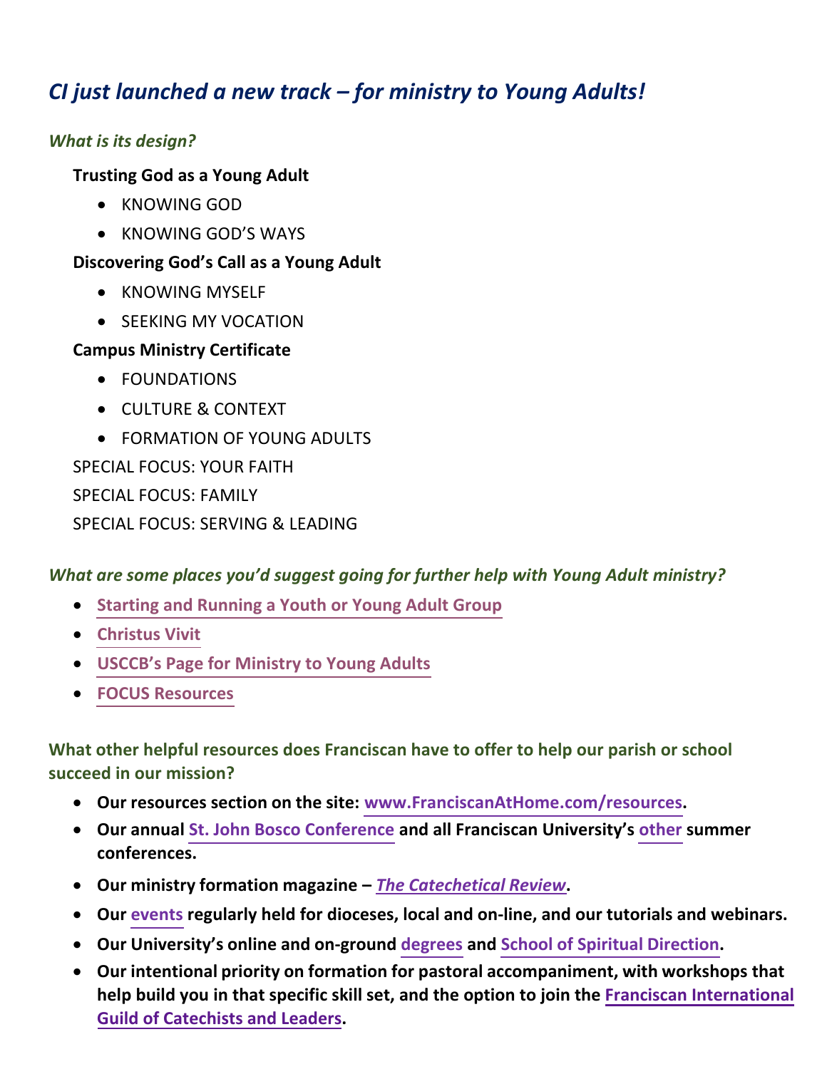## *CI just launched a new track – for ministry to Young Adults!*

### *What is its design?*

**Trusting God as a Young Adult**

- KNOWING GOD
- KNOWING GOD'S WAYS

**Discovering God's Call as a Young Adult**

- KNOWING MYSELF
- SEEKING MY VOCATION

**Campus Ministry Certificate**

- FOUNDATIONS
- CULTURE & CONTEXT
- FORMATION OF YOUNG ADULTS

SPECIAL FOCUS: YOUR FAITH

SPECIAL FOCUS: FAMILY

SPECIAL FOCUS: SERVING & LEADING

### *What are some places you'd suggest going for further help with Young Adult ministry?*

- **Starting and Running a Youth or Young Adult Group**
- **Christus Vivit**
- **USCCB's Page for Ministry to Young Adults**
- **FOCUS Resources**

### What other helpful resources does Franciscan have to offer to help our parish or school succeed in our mission?

- **Our resources section on the site: www.FranciscanAtHome.com/resources.**
- **Our annual St. John Bosco Conference and all Franciscan University's other summer conferences.**
- **Our ministry formation magazine – *The Catechetical Review*.**
- **Our events regularly held for dioceses, local and on-line, and our tutorials and webinars.**
- **Our University's online and on-ground degrees and School of Spiritual Direction.**
- **Our intentional priority on formation for pastoral accompaniment, with workshops that help build you in that specific skill set, and the option to join the Franciscan International Guild of Catechists and Leaders.**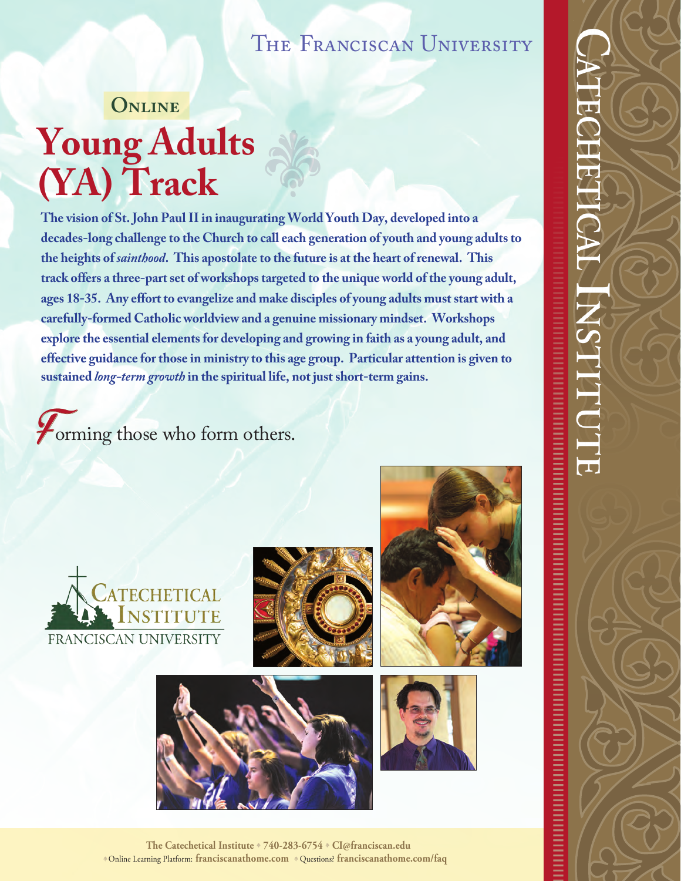The Franciscan University

**Online**

# Young Adults (YA) Track

**The vision of St. John Paul II in inaugurating World Youth Day, developed into a decades-long challenge to the Church to call each generation of youth and young adults to the heights of *sainthood*. This apostolate to the future is at the heart of renewal. This track offers a three-part set of workshops targeted to the unique world of the young adult, ages 18-35. Any effort to evangelize and make disciples of young adults must start with a carefully-formed Catholic worldview and a genuine missionary mindset. Workshops explore the essential elements for developing and growing in faith as a young adult, and effective guidance for those in ministry to this age group. Particular attention is given to sustained *long-term growth* in the spiritual life, not just short-term gains.**

Forming those who form others.

Catechetical Institute
Franciscan University

Catechetical Institute

**The Catechetical Institute** ◆ **740-283-6754** ◆ **CI@franciscan.edu**
◆ Online Learning Platform: **franciscanathome.com** ◆ Questions? **franciscanathome.com/faq**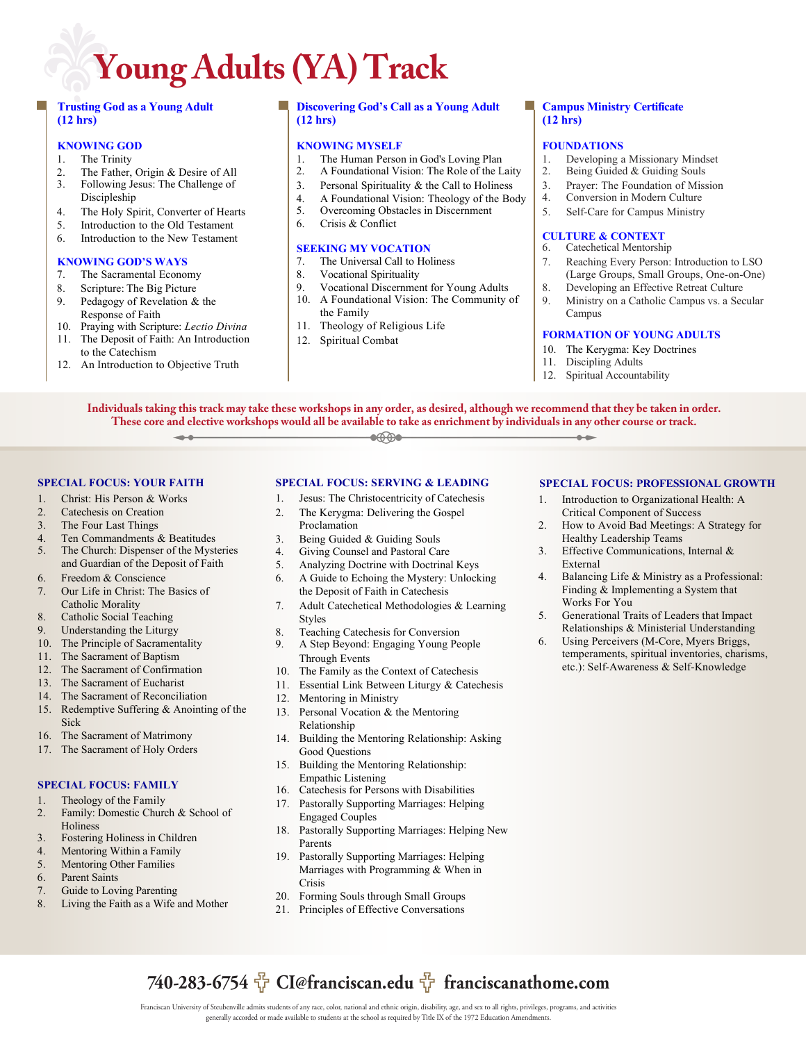# Young Adults (YA) Track

## Trusting God as a Young Adult (12 hrs)

### KNOWING GOD

1. The Trinity
2. The Father, Origin & Desire of All
3. Following Jesus: The Challenge of Discipleship
4. The Holy Spirit, Converter of Hearts
5. Introduction to the Old Testament
6. Introduction to the New Testament

### KNOWING GOD'S WAYS

7. The Sacramental Economy
8. Scripture: The Big Picture
9. Pedagogy of Revelation & the Response of Faith
10. Praying with Scripture: *Lectio Divina*
11. The Deposit of Faith: An Introduction to the Catechism
12. An Introduction to Objective Truth

## Discovering God's Call as a Young Adult (12 hrs)

### KNOWING MYSELF

1. The Human Person in God's Loving Plan
2. A Foundational Vision: The Role of the Laity
3. Personal Spirituality & the Call to Holiness
4. A Foundational Vision: Theology of the Body
5. Overcoming Obstacles in Discernment
6. Crisis & Conflict

### SEEKING MY VOCATION

7. The Universal Call to Holiness
8. Vocational Spirituality
9. Vocational Discernment for Young Adults
10. A Foundational Vision: The Community of the Family
11. Theology of Religious Life
12. Spiritual Combat

## Campus Ministry Certificate (12 hrs)

### FOUNDATIONS

1. Developing a Missionary Mindset
2. Being Guided & Guiding Souls
3. Prayer: The Foundation of Mission
4. Conversion in Modern Culture
5. Self-Care for Campus Ministry

### CULTURE & CONTEXT

6. Catechetical Mentorship
7. Reaching Every Person: Introduction to LSO (Large Groups, Small Groups, One-on-One)
8. Developing an Effective Retreat Culture
9. Ministry on a Catholic Campus vs. a Secular Campus

### FORMATION OF YOUNG ADULTS

10. The Kerygma: Key Doctrines
11. Discipling Adults
12. Spiritual Accountability

**Individuals taking this track may take these workshops in any order, as desired, although we recommend that they be taken in order. These core and elective workshops would all be available to take as enrichment by individuals in any other course or track.**

### SPECIAL FOCUS: YOUR FAITH

1. Christ: His Person & Works
2. Catechesis on Creation
3. The Four Last Things
4. Ten Commandments & Beatitudes
5. The Church: Dispenser of the Mysteries and Guardian of the Deposit of Faith
6. Freedom & Conscience
7. Our Life in Christ: The Basics of Catholic Morality
8. Catholic Social Teaching
9. Understanding the Liturgy
10. The Principle of Sacramentality
11. The Sacrament of Baptism
12. The Sacrament of Confirmation
13. The Sacrament of Eucharist
14. The Sacrament of Reconciliation
15. Redemptive Suffering & Anointing of the Sick
16. The Sacrament of Matrimony
17. The Sacrament of Holy Orders

### SPECIAL FOCUS: FAMILY

1. Theology of the Family
2. Family: Domestic Church & School of Holiness
3. Fostering Holiness in Children
4. Mentoring Within a Family
5. Mentoring Other Families
6. Parent Saints
7. Guide to Loving Parenting
8. Living the Faith as a Wife and Mother

### SPECIAL FOCUS: SERVING & LEADING

1. Jesus: The Christocentricity of Catechesis
2. The Kerygma: Delivering the Gospel Proclamation
3. Being Guided & Guiding Souls
4. Giving Counsel and Pastoral Care
5. Analyzing Doctrine with Doctrinal Keys
6. A Guide to Echoing the Mystery: Unlocking the Deposit of Faith in Catechesis
7. Adult Catechetical Methodologies & Learning Styles
8. Teaching Catechesis for Conversion
9. A Step Beyond: Engaging Young People Through Events
10. The Family as the Context of Catechesis
11. Essential Link Between Liturgy & Catechesis
12. Mentoring in Ministry
13. Personal Vocation & the Mentoring Relationship
14. Building the Mentoring Relationship: Asking Good Questions
15. Building the Mentoring Relationship: Empathic Listening
16. Catechesis for Persons with Disabilities
17. Pastorally Supporting Marriages: Helping Engaged Couples
18. Pastorally Supporting Marriages: Helping New Parents
19. Pastorally Supporting Marriages: Helping Marriages with Programming & When in Crisis
20. Forming Souls through Small Groups
21. Principles of Effective Conversations

### SPECIAL FOCUS: PROFESSIONAL GROWTH

1. Introduction to Organizational Health: A Critical Component of Success
2. How to Avoid Bad Meetings: A Strategy for Healthy Leadership Teams
3. Effective Communications, Internal & External
4. Balancing Life & Ministry as a Professional: Finding & Implementing a System that Works For You
5. Generational Traits of Leaders that Impact Relationships & Ministerial Understanding
6. Using Perceivers (M-Core, Myers Briggs, temperaments, spiritual inventories, charisms, etc.): Self-Awareness & Self-Knowledge

**740-283-6754 ✠ CI@franciscan.edu ✠ franciscanathome.com**

Franciscan University of Steubenville admits students of any race, color, national and ethnic origin, disability, age, and sex to all rights, privileges, programs, and activities generally accorded or made available to students at the school as required by Title IX of the 1972 Education Amendments.